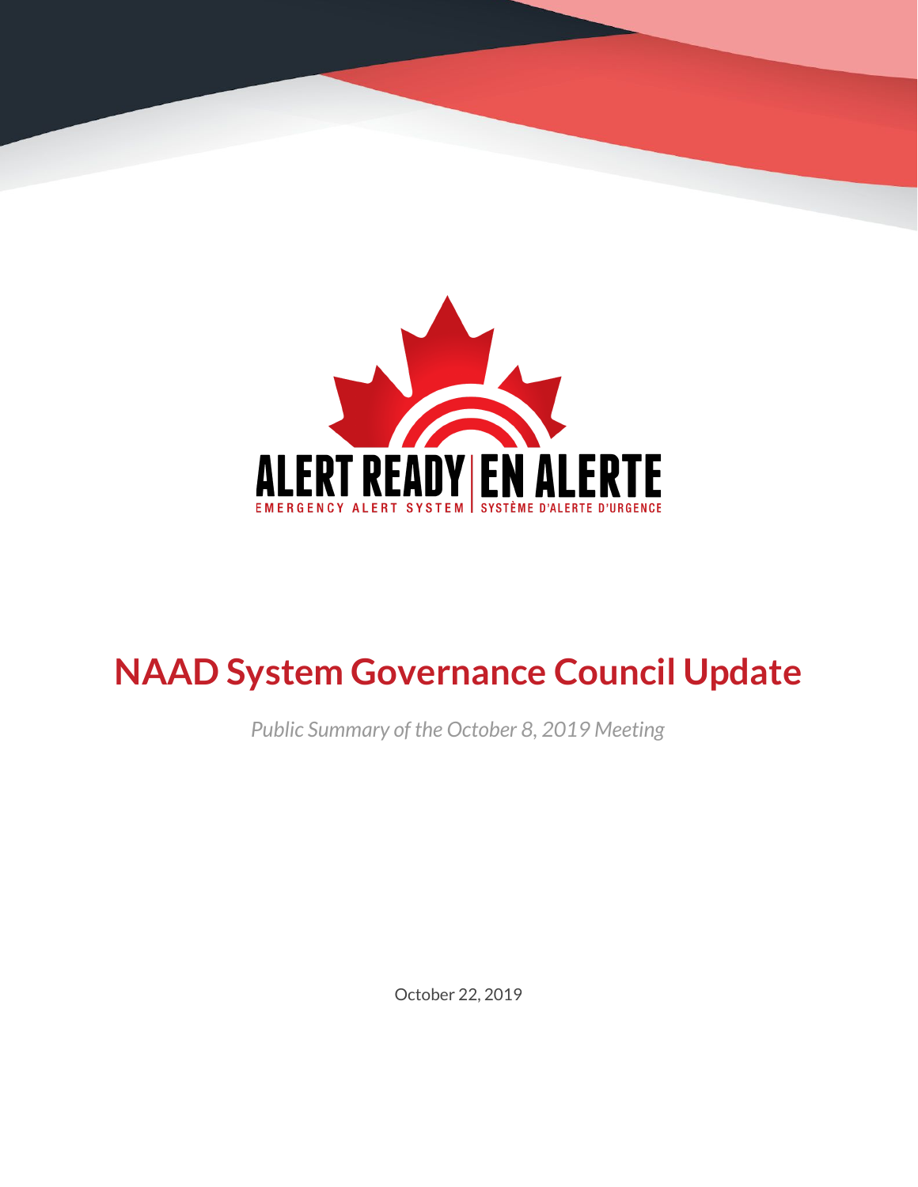ALERT READY | EN ALERTE

EMERGENCY ALERT SYSTEM | SYSTÈME D'ALERTE D'URGENCE

# NAAD System Governance Council Update

*Public Summary of the October 8, 2019 Meeting*

October 22, 2019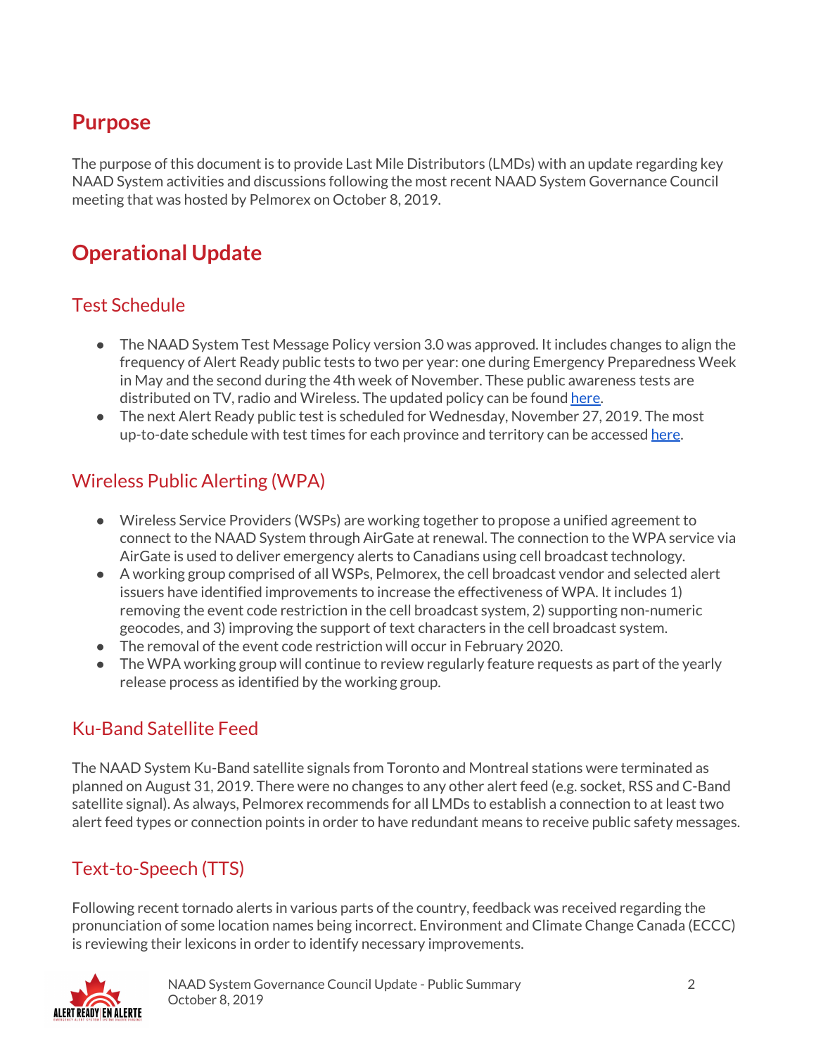## Purpose

The purpose of this document is to provide Last Mile Distributors (LMDs) with an update regarding key NAAD System activities and discussions following the most recent NAAD System Governance Council meeting that was hosted by Pelmorex on October 8, 2019.

## Operational Update

### Test Schedule

- The NAAD System Test Message Policy version 3.0 was approved. It includes changes to align the frequency of Alert Ready public tests to two per year: one during Emergency Preparedness Week in May and the second during the 4th week of November. These public awareness tests are distributed on TV, radio and Wireless. The updated policy can be found here.
- The next Alert Ready public test is scheduled for Wednesday, November 27, 2019. The most up-to-date schedule with test times for each province and territory can be accessed here.

### Wireless Public Alerting (WPA)

- Wireless Service Providers (WSPs) are working together to propose a unified agreement to connect to the NAAD System through AirGate at renewal. The connection to the WPA service via AirGate is used to deliver emergency alerts to Canadians using cell broadcast technology.
- A working group comprised of all WSPs, Pelmorex, the cell broadcast vendor and selected alert issuers have identified improvements to increase the effectiveness of WPA. It includes 1) removing the event code restriction in the cell broadcast system, 2) supporting non-numeric geocodes, and 3) improving the support of text characters in the cell broadcast system.
- The removal of the event code restriction will occur in February 2020.
- The WPA working group will continue to review regularly feature requests as part of the yearly release process as identified by the working group.

### Ku-Band Satellite Feed

The NAAD System Ku-Band satellite signals from Toronto and Montreal stations were terminated as planned on August 31, 2019. There were no changes to any other alert feed (e.g. socket, RSS and C-Band satellite signal). As always, Pelmorex recommends for all LMDs to establish a connection to at least two alert feed types or connection points in order to have redundant means to receive public safety messages.

### Text-to-Speech (TTS)

Following recent tornado alerts in various parts of the country, feedback was received regarding the pronunciation of some location names being incorrect. Environment and Climate Change Canada (ECCC) is reviewing their lexicons in order to identify necessary improvements.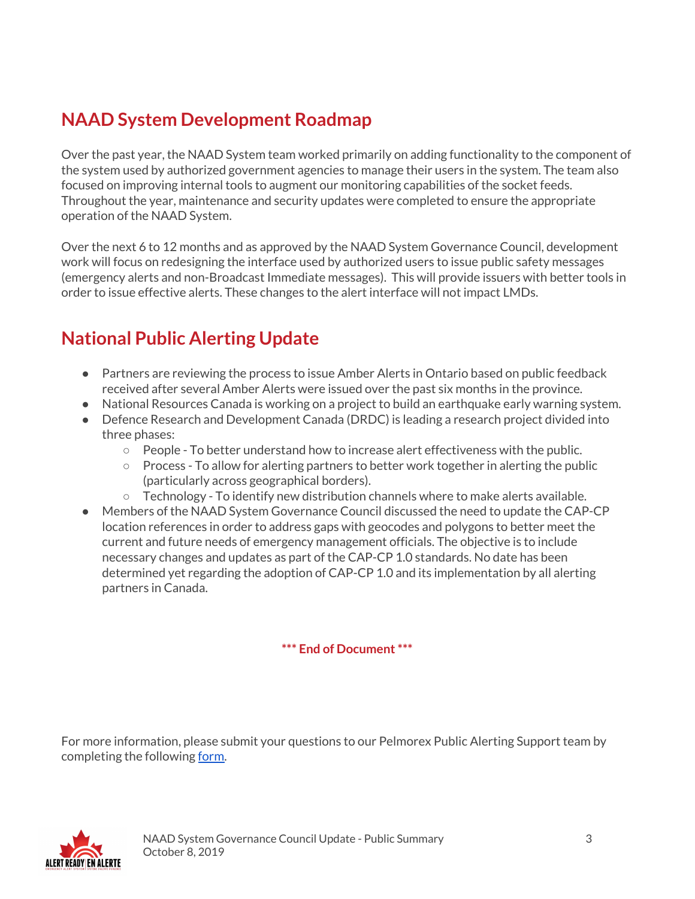## NAAD System Development Roadmap

Over the past year, the NAAD System team worked primarily on adding functionality to the component of the system used by authorized government agencies to manage their users in the system. The team also focused on improving internal tools to augment our monitoring capabilities of the socket feeds. Throughout the year, maintenance and security updates were completed to ensure the appropriate operation of the NAAD System.

Over the next 6 to 12 months and as approved by the NAAD System Governance Council, development work will focus on redesigning the interface used by authorized users to issue public safety messages (emergency alerts and non-Broadcast Immediate messages). This will provide issuers with better tools in order to issue effective alerts. These changes to the alert interface will not impact LMDs.

## National Public Alerting Update

- Partners are reviewing the process to issue Amber Alerts in Ontario based on public feedback received after several Amber Alerts were issued over the past six months in the province.
- National Resources Canada is working on a project to build an earthquake early warning system.
- Defence Research and Development Canada (DRDC) is leading a research project divided into three phases:
    - People - To better understand how to increase alert effectiveness with the public.
    - Process - To allow for alerting partners to better work together in alerting the public (particularly across geographical borders).
    - Technology - To identify new distribution channels where to make alerts available.
- Members of the NAAD System Governance Council discussed the need to update the CAP-CP location references in order to address gaps with geocodes and polygons to better meet the current and future needs of emergency management officials. The objective is to include necessary changes and updates as part of the CAP-CP 1.0 standards. No date has been determined yet regarding the adoption of CAP-CP 1.0 and its implementation by all alerting partners in Canada.

**\*\*\* End of Document \*\*\***

For more information, please submit your questions to our Pelmorex Public Alerting Support team by completing the following form.